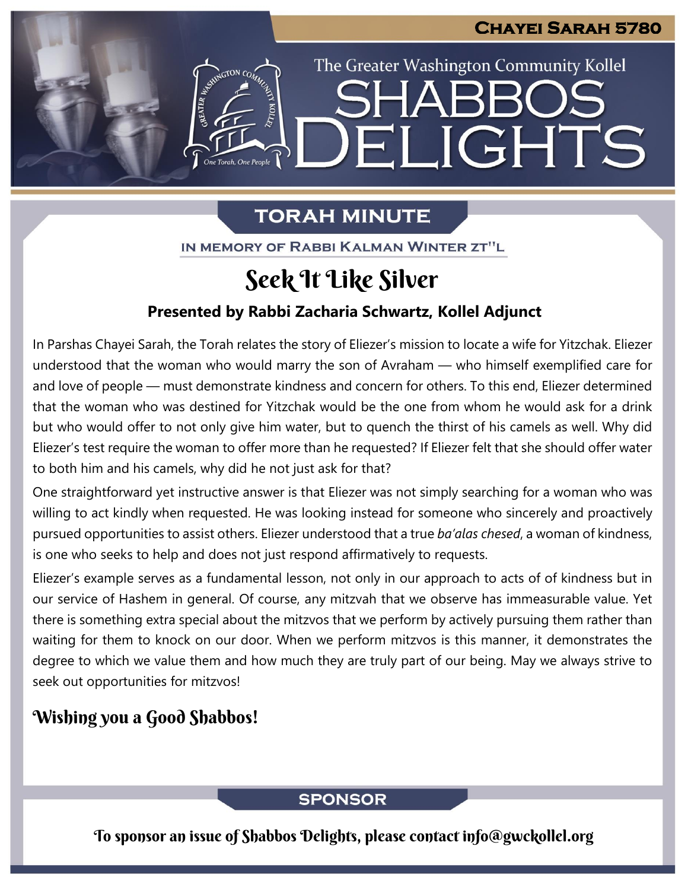**Chayei Sarah 5780**

The Greater Washington Community Kollel

# Shabbos Delights

## Torah Minute

IN MEMORY OF RABBI KALMAN WINTER ZT"L

### Seek It Like Silver

**Presented by Rabbi Zacharia Schwartz, Kollel Adjunct**

In Parshas Chayei Sarah, the Torah relates the story of Eliezer's mission to locate a wife for Yitzchak. Eliezer understood that the woman who would marry the son of Avraham — who himself exemplified care for and love of people — must demonstrate kindness and concern for others. To this end, Eliezer determined that the woman who was destined for Yitzchak would be the one from whom he would ask for a drink but who would offer to not only give him water, but to quench the thirst of his camels as well. Why did Eliezer's test require the woman to offer more than he requested? If Eliezer felt that she should offer water to both him and his camels, why did he not just ask for that?

One straightforward yet instructive answer is that Eliezer was not simply searching for a woman who was willing to act kindly when requested. He was looking instead for someone who sincerely and proactively pursued opportunities to assist others. Eliezer understood that a true *ba'alas chesed*, a woman of kindness, is one who seeks to help and does not just respond affirmatively to requests.

Eliezer's example serves as a fundamental lesson, not only in our approach to acts of of kindness but in our service of Hashem in general. Of course, any mitzvah that we observe has immeasurable value. Yet there is something extra special about the mitzvos that we perform by actively pursuing them rather than waiting for them to knock on our door. When we perform mitzvos is this manner, it demonstrates the degree to which we value them and how much they are truly part of our being. May we always strive to seek out opportunities for mitzvos!

**Wishing you a Good Shabbos!**

## Sponsor

To sponsor an issue of Shabbos Delights, please contact info@gwckollel.org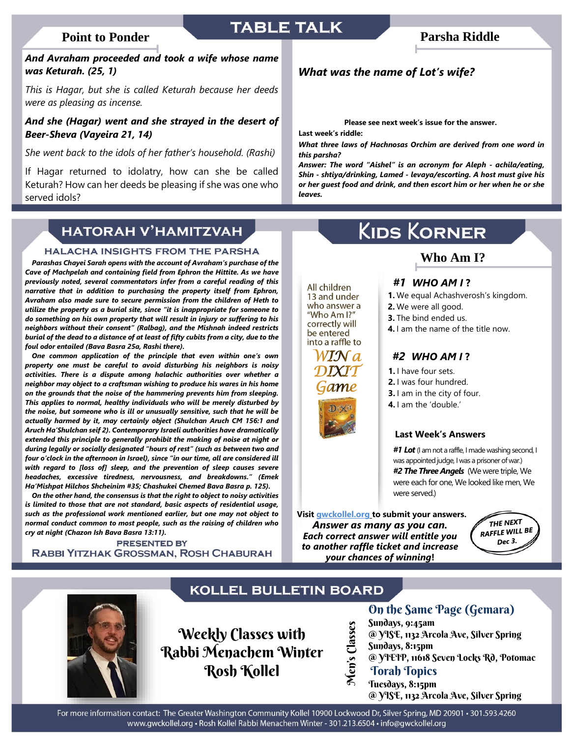# TABLE TALK

## Point to Ponder

***And Avraham proceeded and took a wife whose name was Keturah. (25, 1)***

*This is Hagar, but she is called Keturah because her deeds were as pleasing as incense.*

***And she (Hagar) went and she strayed in the desert of Beer-Sheva (Vayeira 21, 14)***

*She went back to the idols of her father's household. (Rashi)*

If Hagar returned to idolatry, how can she be called Keturah? How can her deeds be pleasing if she was one who served idols?

## Parsha Riddle

***What was the name of Lot's wife?***

**Please see next week's issue for the answer.**

**Last week's riddle:**

***What three laws of Hachnosas Orchim are derived from one word in this parsha?***

***Answer: The word "Aishel" is an acronym for Aleph - achila/eating, Shin - shtiya/drinking, Lamed - levaya/escorting. A host must give his or her guest food and drink, and then escort him or her when he or she leaves.***

# HATORAH V'HAMITZVAH

## HALACHA INSIGHTS FROM THE PARSHA

***Parashas Chayei Sarah opens with the account of Avraham's purchase of the Cave of Machpelah and containing field from Ephron the Hittite. As we have previously noted, several commentators infer from a careful reading of this narrative that in addition to purchasing the property itself from Ephron, Avraham also made sure to secure permission from the children of Heth to utilize the property as a burial site, since "it is inappropriate for someone to do something on his own property that will result in injury or suffering to his neighbors without their consent" (Ralbag), and the Mishnah indeed restricts burial of the dead to a distance of at least of fifty cubits from a city, due to the foul odor entailed (Bava Basra 25a, Rashi there).***

***One common application of the principle that even within one's own property one must be careful to avoid disturbing his neighbors is noisy activities. There is a dispute among halachic authorities over whether a neighbor may object to a craftsman wishing to produce his wares in his home on the grounds that the noise of the hammering prevents him from sleeping. This applies to normal, healthy individuals who will be merely disturbed by the noise, but someone who is ill or unusually sensitive, such that he will be actually harmed by it, may certainly object (Shulchan Aruch CM 156:1 and Aruch Ha'Shulchan seif 2). Contemporary Israeli authorities have dramatically extended this principle to generally prohibit the making of noise at night or during legally or socially designated "hours of rest" (such as between two and four o'clock in the afternoon in Israel), since "in our time, all are considered ill with regard to [loss of] sleep, and the prevention of sleep causes severe headaches, excessive tiredness, nervousness, and breakdowns." (Emek Ha'Mishpat Hilchos Shcheinim #35; Chashukei Chemed Bava Basra p. 125).***

***On the other hand, the consensus is that the right to object to noisy activities is limited to those that are not standard, basic aspects of residential usage, such as the professional work mentioned earlier, but one may not object to normal conduct common to most people, such as the raising of children who cry at night (Chazon Ish Bava Basra 13:11).***

PRESENTED BY
RABBI YITZHAK GROSSMAN, ROSH CHABURAH

# KIDS KORNER

## Who Am I?

All children 13 and under who answer a "Who Am I?" correctly will be entered into a raffle to

WIN a DIXIT Game

### #1 WHO AM I ?

1. We equal Achashverosh's kingdom.
2. We were all good.
3. The bind ended us.
4. I am the name of the title now.

### #2 WHO AM I ?

1. I have four sets.
2. I was four hundred.
3. I am in the city of four.
4. I am the 'double.'

### Last Week's Answers

***#1 Lot*** (I am not a raffle, I made washing second, I was appointed judge, I was a prisoner of war.)

***#2 The Three Angels*** (We were triple, We were each for one, We looked like men, We were served.)

**Visit gwckollel.org to submit your answers.**

***Answer as many as you can. Each correct answer will entitle you to another raffle ticket and increase your chances of winning!***

*THE NEXT RAFFLE WILL BE Dec 3.*

# KOLLEL BULLETIN BOARD

Weekly Classes with Rabbi Menachem Winter Rosh Kollel

Men's Classes

**On the Same Page (Gemara)**

Sundays, 9:45am
@ YISE, 1132 Arcola Ave, Silver Spring

Sundays, 8:15pm
@ YIEIP, 11618 Seven Locks Rd, Potomac

**Torah Topics**

Tuesdays, 8:15pm
@ YISE, 1132 Arcola Ave, Silver Spring

For more information contact: The Greater Washington Community Kollel 10900 Lockwood Dr, Silver Spring, MD 20901 • 301.593.4260
www.gwckollel.org • Rosh Kollel Rabbi Menachem Winter - 301.213.6504 • info@gwckollel.org